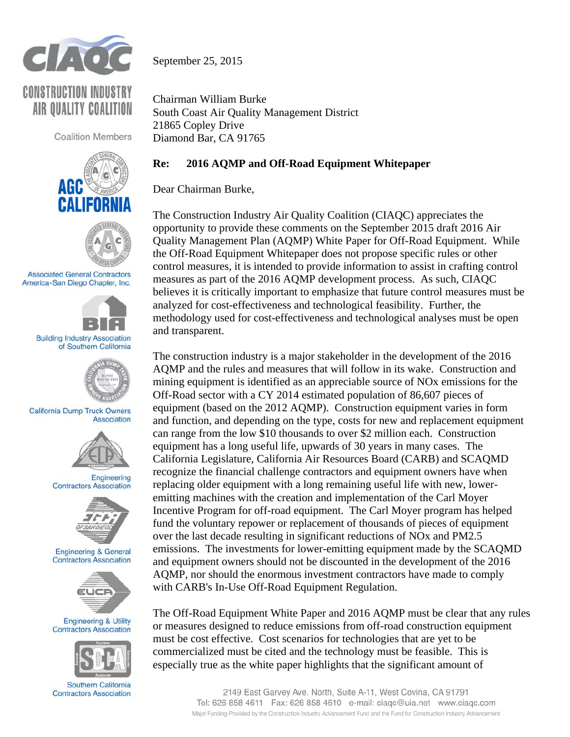CIAQC

CONSTRUCTION INDUSTRY AIR QUALITY COALITION

Coalition Members

AGC CALIFORNIA

Associated General Contractors America-San Diego Chapter, Inc.

Building Industry Association of Southern California

California Dump Truck Owners Association

Engineering Contractors Association

Engineering & General Contractors Association

Engineering & Utility Contractors Association

Southern California Contractors Association

September 25, 2015

Chairman William Burke
South Coast Air Quality Management District
21865 Copley Drive
Diamond Bar, CA 91765

**Re: 2016 AQMP and Off-Road Equipment Whitepaper**

Dear Chairman Burke,

The Construction Industry Air Quality Coalition (CIAQC) appreciates the opportunity to provide these comments on the September 2015 draft 2016 Air Quality Management Plan (AQMP) White Paper for Off-Road Equipment. While the Off-Road Equipment Whitepaper does not propose specific rules or other control measures, it is intended to provide information to assist in crafting control measures as part of the 2016 AQMP development process. As such, CIAQC believes it is critically important to emphasize that future control measures must be analyzed for cost-effectiveness and technological feasibility. Further, the methodology used for cost-effectiveness and technological analyses must be open and transparent.

The construction industry is a major stakeholder in the development of the 2016 AQMP and the rules and measures that will follow in its wake. Construction and mining equipment is identified as an appreciable source of NOx emissions for the Off-Road sector with a CY 2014 estimated population of 86,607 pieces of equipment (based on the 2012 AQMP). Construction equipment varies in form and function, and depending on the type, costs for new and replacement equipment can range from the low $10 thousands to over $2 million each. Construction equipment has a long useful life, upwards of 30 years in many cases. The California Legislature, California Air Resources Board (CARB) and SCAQMD recognize the financial challenge contractors and equipment owners have when replacing older equipment with a long remaining useful life with new, lower-emitting machines with the creation and implementation of the Carl Moyer Incentive Program for off-road equipment. The Carl Moyer program has helped fund the voluntary repower or replacement of thousands of pieces of equipment over the last decade resulting in significant reductions of NOx and PM2.5 emissions. The investments for lower-emitting equipment made by the SCAQMD and equipment owners should not be discounted in the development of the 2016 AQMP, nor should the enormous investment contractors have made to comply with CARB's In-Use Off-Road Equipment Regulation.

The Off-Road Equipment White Paper and 2016 AQMP must be clear that any rules or measures designed to reduce emissions from off-road construction equipment must be cost effective. Cost scenarios for technologies that are yet to be commercialized must be cited and the technology must be feasible. This is especially true as the white paper highlights that the significant amount of

2149 East Garvey Ave. North, Suite A-11, West Covina, CA 91791
Tel: 626 858 4611 Fax: 626 858 4610 e-mail: ciaqc@uia.net www.ciaqc.com
Major Funding Provided by the Construction Industry Advancement Fund and the Fund for Construction Industry Advancement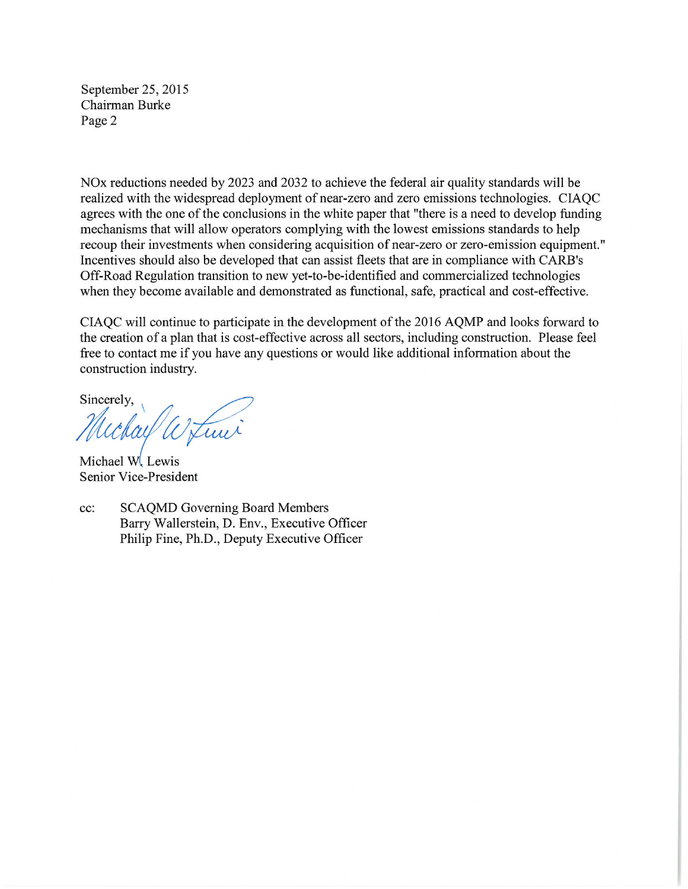NOx reductions needed by 2023 and 2032 to achieve the federal air quality standards will be realized with the widespread deployment of near-zero and zero emissions technologies. CIAQC agrees with the one of the conclusions in the white paper that "there is a need to develop funding mechanisms that will allow operators complying with the lowest emissions standards to help recoup their investments when considering acquisition of near-zero or zero-emission equipment." Incentives should also be developed that can assist fleets that are in compliance with CARB's Off-Road Regulation transition to new yet-to-be-identified and commercialized technologies when they become available and demonstrated as functional, safe, practical and cost-effective.

CIAQC will continue to participate in the development of the 2016 AQMP and looks forward to the creation of a plan that is cost-effective across all sectors, including construction. Please feel free to contact me if you have any questions or would like additional information about the construction industry.

Sincerely,

Michael W. Lewis
Senior Vice-President

cc: SCAQMD Governing Board Members
Barry Wallerstein, D. Env., Executive Officer
Philip Fine, Ph.D., Deputy Executive Officer